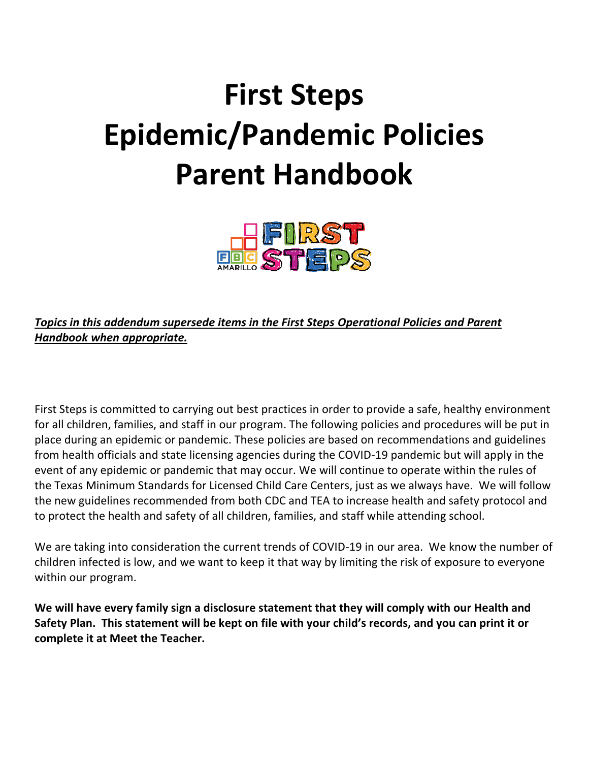# First Steps Epidemic/Pandemic Policies Parent Handbook

***Topics in this addendum supersede items in the First Steps Operational Policies and Parent Handbook when appropriate.***

First Steps is committed to carrying out best practices in order to provide a safe, healthy environment for all children, families, and staff in our program. The following policies and procedures will be put in place during an epidemic or pandemic. These policies are based on recommendations and guidelines from health officials and state licensing agencies during the COVID-19 pandemic but will apply in the event of any epidemic or pandemic that may occur. We will continue to operate within the rules of the Texas Minimum Standards for Licensed Child Care Centers, just as we always have. We will follow the new guidelines recommended from both CDC and TEA to increase health and safety protocol and to protect the health and safety of all children, families, and staff while attending school.

We are taking into consideration the current trends of COVID-19 in our area. We know the number of children infected is low, and we want to keep it that way by limiting the risk of exposure to everyone within our program.

**We will have every family sign a disclosure statement that they will comply with our Health and Safety Plan. This statement will be kept on file with your child's records, and you can print it or complete it at Meet the Teacher.**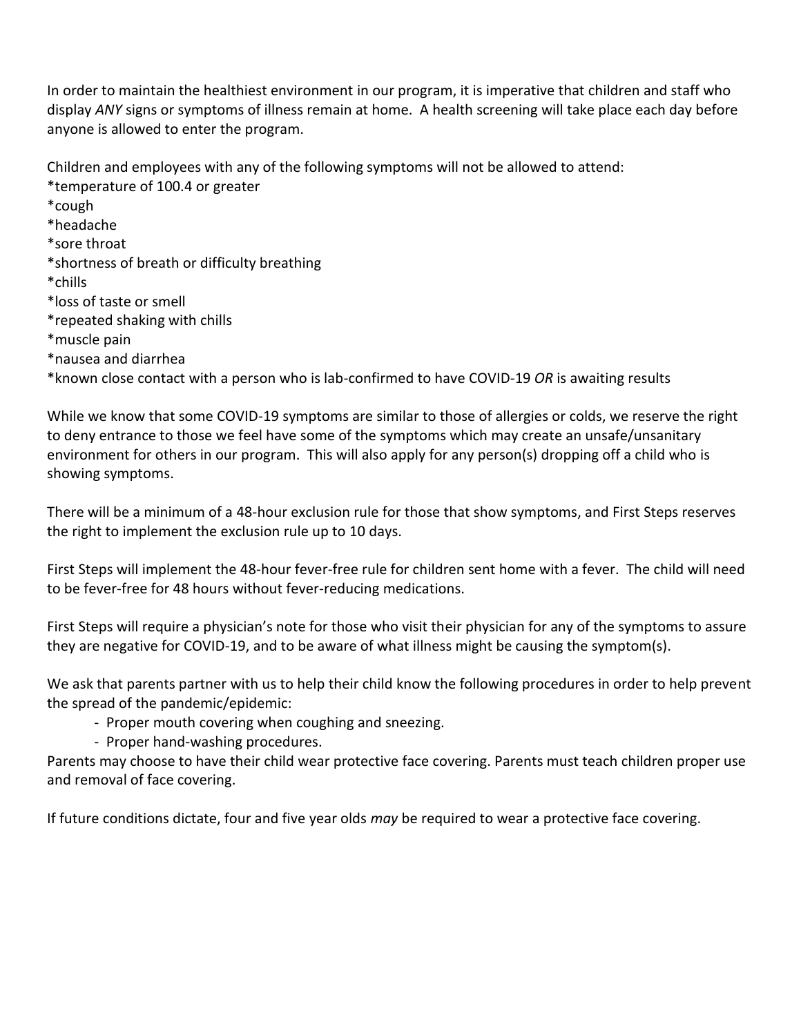In order to maintain the healthiest environment in our program, it is imperative that children and staff who display *ANY* signs or symptoms of illness remain at home. A health screening will take place each day before anyone is allowed to enter the program.

Children and employees with any of the following symptoms will not be allowed to attend:
*temperature of 100.4 or greater
*cough
*headache
*sore throat
*shortness of breath or difficulty breathing
*chills
*loss of taste or smell
*repeated shaking with chills
*muscle pain
*nausea and diarrhea
*known close contact with a person who is lab-confirmed to have COVID-19 *OR* is awaiting results

While we know that some COVID-19 symptoms are similar to those of allergies or colds, we reserve the right to deny entrance to those we feel have some of the symptoms which may create an unsafe/unsanitary environment for others in our program. This will also apply for any person(s) dropping off a child who is showing symptoms.

There will be a minimum of a 48-hour exclusion rule for those that show symptoms, and First Steps reserves the right to implement the exclusion rule up to 10 days.

First Steps will implement the 48-hour fever-free rule for children sent home with a fever. The child will need to be fever-free for 48 hours without fever-reducing medications.

First Steps will require a physician's note for those who visit their physician for any of the symptoms to assure they are negative for COVID-19, and to be aware of what illness might be causing the symptom(s).

We ask that parents partner with us to help their child know the following procedures in order to help prevent the spread of the pandemic/epidemic:

- Proper mouth covering when coughing and sneezing.
- Proper hand-washing procedures.

Parents may choose to have their child wear protective face covering. Parents must teach children proper use and removal of face covering.

If future conditions dictate, four and five year olds *may* be required to wear a protective face covering.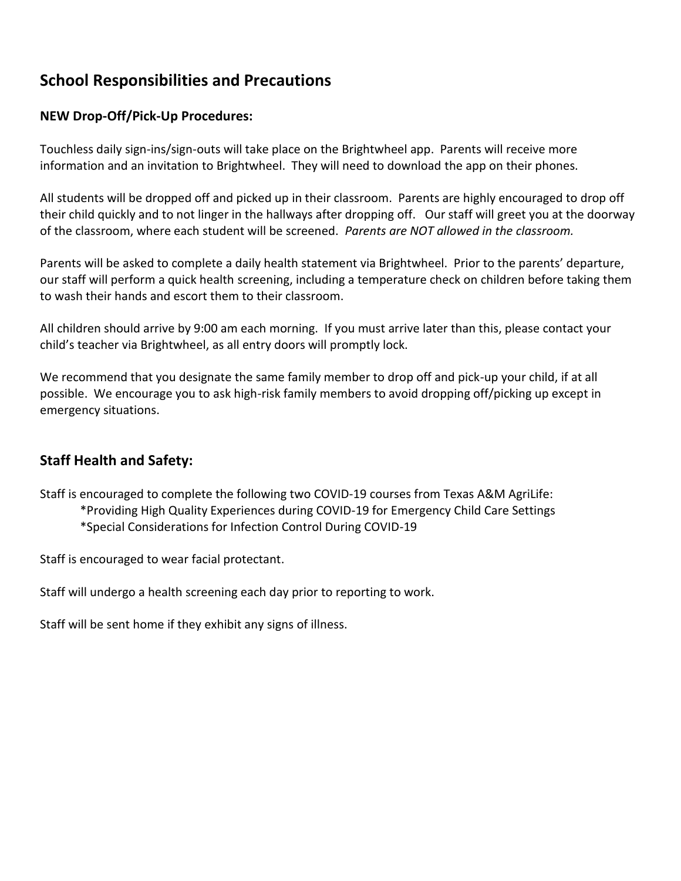## School Responsibilities and Precautions

### NEW Drop-Off/Pick-Up Procedures:

Touchless daily sign-ins/sign-outs will take place on the Brightwheel app. Parents will receive more information and an invitation to Brightwheel. They will need to download the app on their phones.

All students will be dropped off and picked up in their classroom. Parents are highly encouraged to drop off their child quickly and to not linger in the hallways after dropping off. Our staff will greet you at the doorway of the classroom, where each student will be screened. *Parents are NOT allowed in the classroom.*

Parents will be asked to complete a daily health statement via Brightwheel. Prior to the parents' departure, our staff will perform a quick health screening, including a temperature check on children before taking them to wash their hands and escort them to their classroom.

All children should arrive by 9:00 am each morning. If you must arrive later than this, please contact your child's teacher via Brightwheel, as all entry doors will promptly lock.

We recommend that you designate the same family member to drop off and pick-up your child, if at all possible. We encourage you to ask high-risk family members to avoid dropping off/picking up except in emergency situations.

## Staff Health and Safety:

Staff is encouraged to complete the following two COVID-19 courses from Texas A&M AgriLife:

*Providing High Quality Experiences during COVID-19 for Emergency Child Care Settings
*Special Considerations for Infection Control During COVID-19

Staff is encouraged to wear facial protectant.

Staff will undergo a health screening each day prior to reporting to work.

Staff will be sent home if they exhibit any signs of illness.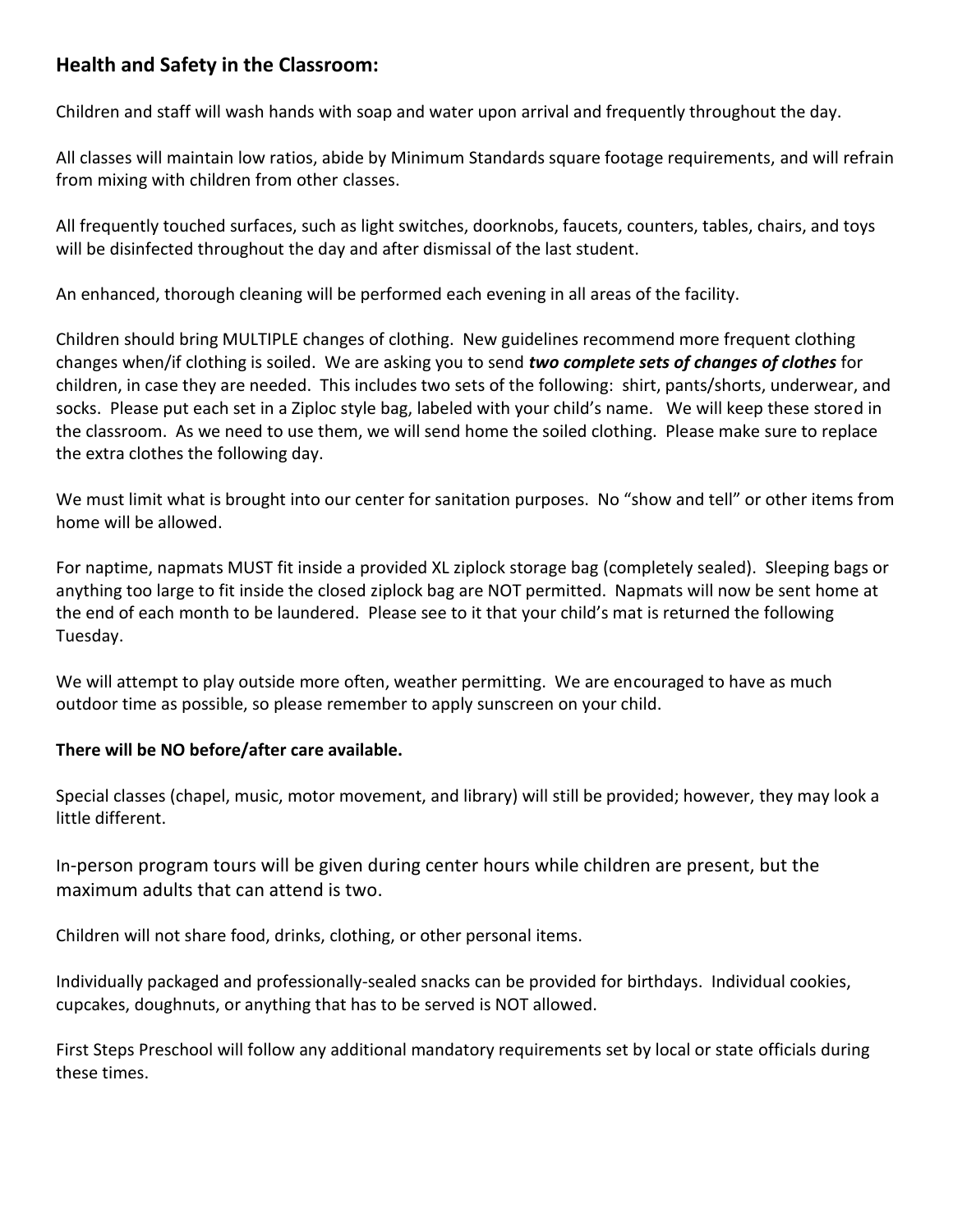## Health and Safety in the Classroom:

Children and staff will wash hands with soap and water upon arrival and frequently throughout the day.

All classes will maintain low ratios, abide by Minimum Standards square footage requirements, and will refrain from mixing with children from other classes.

All frequently touched surfaces, such as light switches, doorknobs, faucets, counters, tables, chairs, and toys will be disinfected throughout the day and after dismissal of the last student.

An enhanced, thorough cleaning will be performed each evening in all areas of the facility.

Children should bring MULTIPLE changes of clothing. New guidelines recommend more frequent clothing changes when/if clothing is soiled. We are asking you to send ***two complete sets of changes of clothes*** for children, in case they are needed. This includes two sets of the following: shirt, pants/shorts, underwear, and socks. Please put each set in a Ziploc style bag, labeled with your child's name. We will keep these stored in the classroom. As we need to use them, we will send home the soiled clothing. Please make sure to replace the extra clothes the following day.

We must limit what is brought into our center for sanitation purposes. No "show and tell" or other items from home will be allowed.

For naptime, napmats MUST fit inside a provided XL ziplock storage bag (completely sealed). Sleeping bags or anything too large to fit inside the closed ziplock bag are NOT permitted. Napmats will now be sent home at the end of each month to be laundered. Please see to it that your child's mat is returned the following Tuesday.

We will attempt to play outside more often, weather permitting. We are encouraged to have as much outdoor time as possible, so please remember to apply sunscreen on your child.

**There will be NO before/after care available.**

Special classes (chapel, music, motor movement, and library) will still be provided; however, they may look a little different.

In-person program tours will be given during center hours while children are present, but the maximum adults that can attend is two.

Children will not share food, drinks, clothing, or other personal items.

Individually packaged and professionally-sealed snacks can be provided for birthdays. Individual cookies, cupcakes, doughnuts, or anything that has to be served is NOT allowed.

First Steps Preschool will follow any additional mandatory requirements set by local or state officials during these times.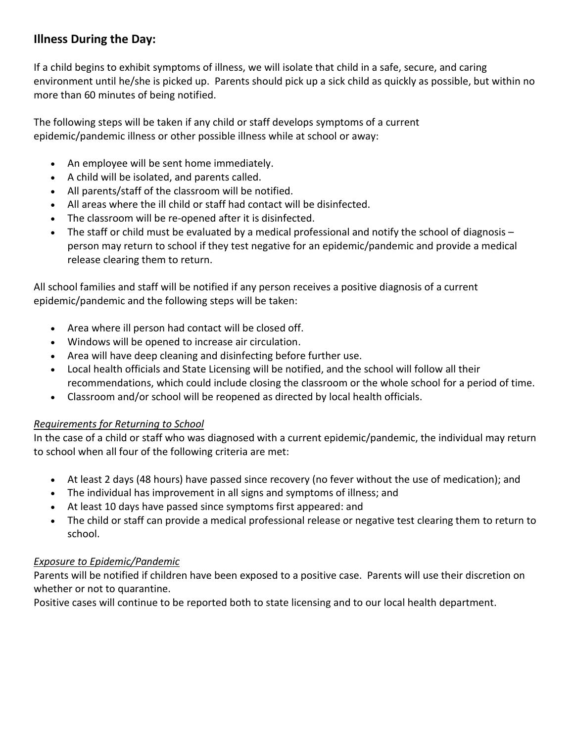## Illness During the Day:

If a child begins to exhibit symptoms of illness, we will isolate that child in a safe, secure, and caring environment until he/she is picked up. Parents should pick up a sick child as quickly as possible, but within no more than 60 minutes of being notified.

The following steps will be taken if any child or staff develops symptoms of a current epidemic/pandemic illness or other possible illness while at school or away:

- An employee will be sent home immediately.
- A child will be isolated, and parents called.
- All parents/staff of the classroom will be notified.
- All areas where the ill child or staff had contact will be disinfected.
- The classroom will be re-opened after it is disinfected.
- The staff or child must be evaluated by a medical professional and notify the school of diagnosis – person may return to school if they test negative for an epidemic/pandemic and provide a medical release clearing them to return.

All school families and staff will be notified if any person receives a positive diagnosis of a current epidemic/pandemic and the following steps will be taken:

- Area where ill person had contact will be closed off.
- Windows will be opened to increase air circulation.
- Area will have deep cleaning and disinfecting before further use.
- Local health officials and State Licensing will be notified, and the school will follow all their recommendations, which could include closing the classroom or the whole school for a period of time.
- Classroom and/or school will be reopened as directed by local health officials.

*Requirements for Returning to School*

In the case of a child or staff who was diagnosed with a current epidemic/pandemic, the individual may return to school when all four of the following criteria are met:

- At least 2 days (48 hours) have passed since recovery (no fever without the use of medication); and
- The individual has improvement in all signs and symptoms of illness; and
- At least 10 days have passed since symptoms first appeared: and
- The child or staff can provide a medical professional release or negative test clearing them to return to school.

*Exposure to Epidemic/Pandemic*

Parents will be notified if children have been exposed to a positive case. Parents will use their discretion on whether or not to quarantine.

Positive cases will continue to be reported both to state licensing and to our local health department.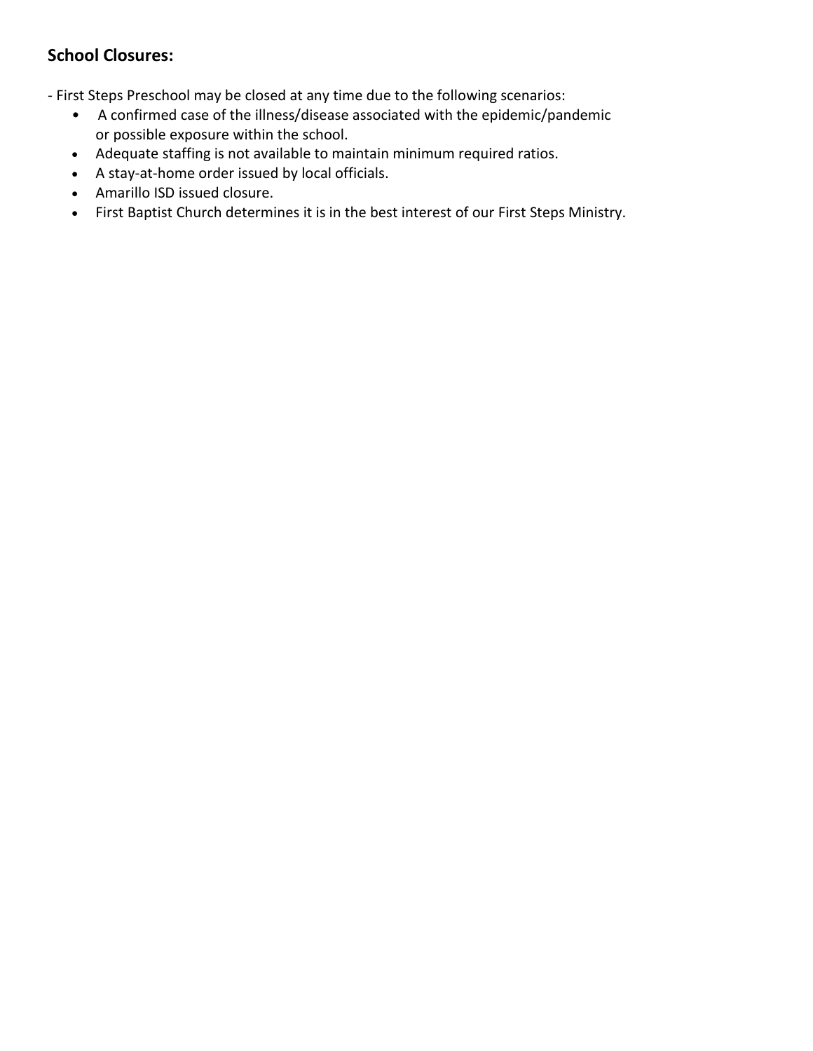## School Closures:

- First Steps Preschool may be closed at any time due to the following scenarios:
    - A confirmed case of the illness/disease associated with the epidemic/pandemic or possible exposure within the school.
    - Adequate staffing is not available to maintain minimum required ratios.
    - A stay-at-home order issued by local officials.
    - Amarillo ISD issued closure.
    - First Baptist Church determines it is in the best interest of our First Steps Ministry.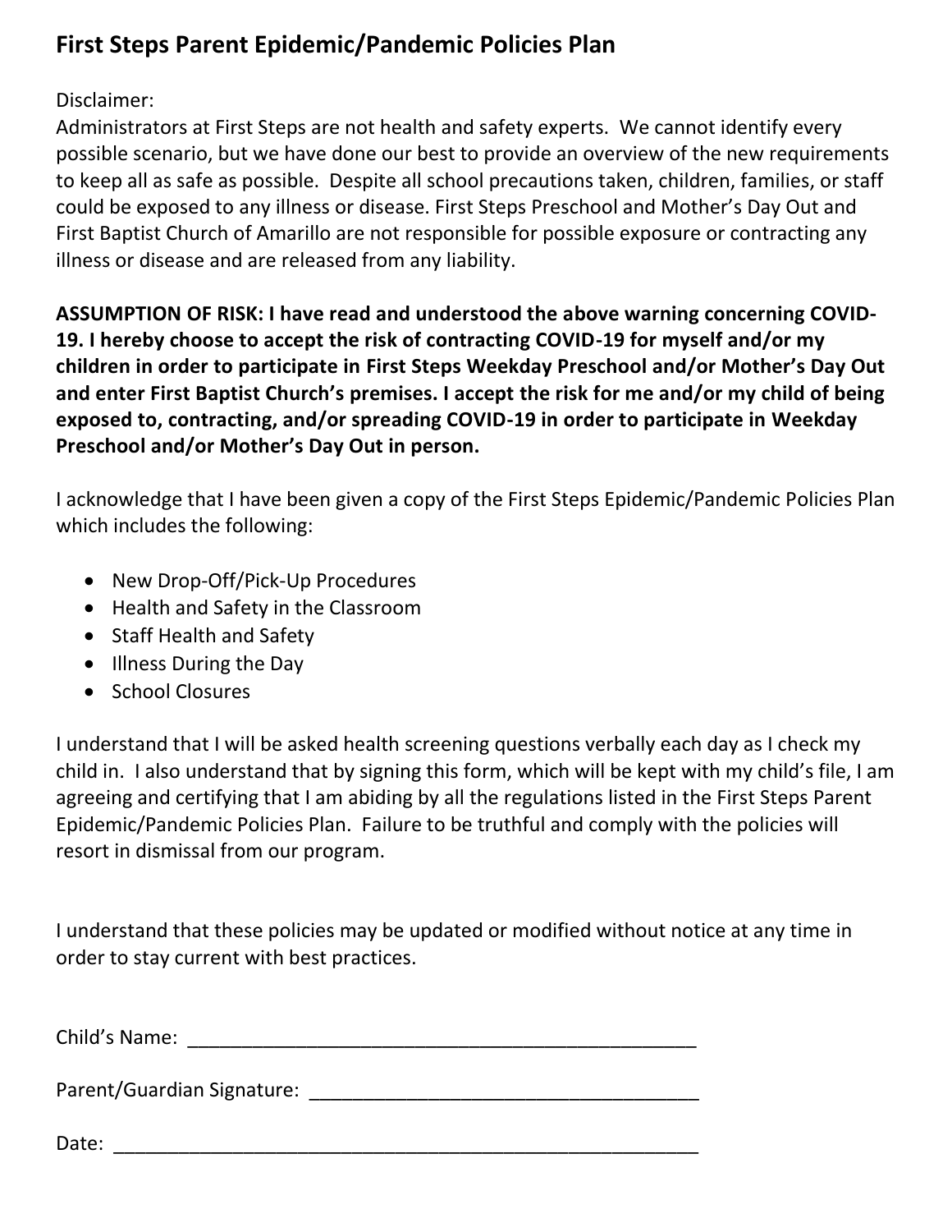## First Steps Parent Epidemic/Pandemic Policies Plan

Disclaimer:
Administrators at First Steps are not health and safety experts. We cannot identify every possible scenario, but we have done our best to provide an overview of the new requirements to keep all as safe as possible. Despite all school precautions taken, children, families, or staff could be exposed to any illness or disease. First Steps Preschool and Mother's Day Out and First Baptist Church of Amarillo are not responsible for possible exposure or contracting any illness or disease and are released from any liability.

**ASSUMPTION OF RISK: I have read and understood the above warning concerning COVID-19. I hereby choose to accept the risk of contracting COVID-19 for myself and/or my children in order to participate in First Steps Weekday Preschool and/or Mother's Day Out and enter First Baptist Church's premises. I accept the risk for me and/or my child of being exposed to, contracting, and/or spreading COVID-19 in order to participate in Weekday Preschool and/or Mother's Day Out in person.**

I acknowledge that I have been given a copy of the First Steps Epidemic/Pandemic Policies Plan which includes the following:

- New Drop-Off/Pick-Up Procedures
- Health and Safety in the Classroom
- Staff Health and Safety
- Illness During the Day
- School Closures

I understand that I will be asked health screening questions verbally each day as I check my child in. I also understand that by signing this form, which will be kept with my child's file, I am agreeing and certifying that I am abiding by all the regulations listed in the First Steps Parent Epidemic/Pandemic Policies Plan. Failure to be truthful and comply with the policies will resort in dismissal from our program.

I understand that these policies may be updated or modified without notice at any time in order to stay current with best practices.

Child's Name: ______________________________________________

Parent/Guardian Signature: ____________________________________

Date: ______________________________________________________